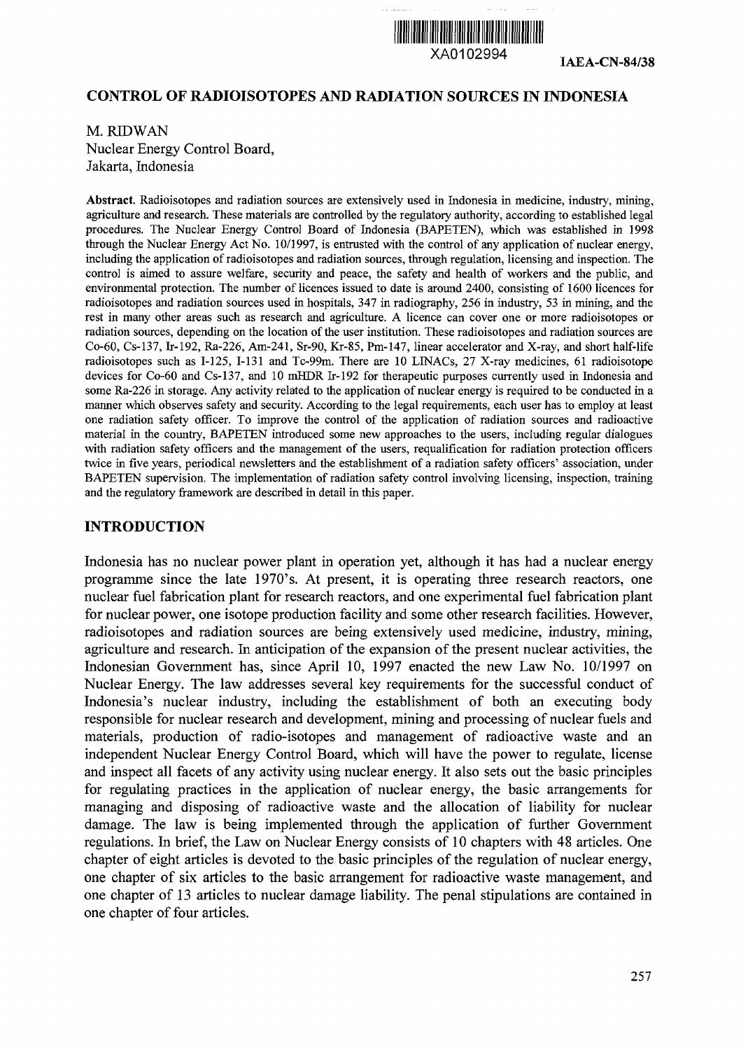XA0102994

IAEA-CN-84/38

# CONTROL OF RADIOISOTOPES AND RADIATION SOURCES IN INDONESIA

M. RIDWAN
Nuclear Energy Control Board,
Jakarta, Indonesia

**Abstract.** Radioisotopes and radiation sources are extensively used in Indonesia in medicine, industry, mining, agriculture and research. These materials are controlled by the regulatory authority, according to established legal procedures. The Nuclear Energy Control Board of Indonesia (BAPETEN), which was established in 1998 through the Nuclear Energy Act No. 10/1997, is entrusted with the control of any application of nuclear energy, including the application of radioisotopes and radiation sources, through regulation, licensing and inspection. The control is aimed to assure welfare, security and peace, the safety and health of workers and the public, and environmental protection. The number of licences issued to date is around 2400, consisting of 1600 licences for radioisotopes and radiation sources used in hospitals, 347 in radiography, 256 in industry, 53 in mining, and the rest in many other areas such as research and agriculture. A licence can cover one or more radioisotopes or radiation sources, depending on the location of the user institution. These radioisotopes and radiation sources are Co-60, Cs-137, Ir-192, Ra-226, Am-241, Sr-90, Kr-85, Pm-147, linear accelerator and X-ray, and short half-life radioisotopes such as I-125, I-131 and Tc-99m. There are 10 LINACs, 27 X-ray medicines, 61 radioisotope devices for Co-60 and Cs-137, and 10 mHDR Ir-192 for therapeutic purposes currently used in Indonesia and some Ra-226 in storage. Any activity related to the application of nuclear energy is required to be conducted in a manner which observes safety and security. According to the legal requirements, each user has to employ at least one radiation safety officer. To improve the control of the application of radiation sources and radioactive material in the country, BAPETEN introduced some new approaches to the users, including regular dialogues with radiation safety officers and the management of the users, requalification for radiation protection officers twice in five years, periodical newsletters and the establishment of a radiation safety officers' association, under BAPETEN supervision. The implementation of radiation safety control involving licensing, inspection, training and the regulatory framework are described in detail in this paper.

## INTRODUCTION

Indonesia has no nuclear power plant in operation yet, although it has had a nuclear energy programme since the late 1970's. At present, it is operating three research reactors, one nuclear fuel fabrication plant for research reactors, and one experimental fuel fabrication plant for nuclear power, one isotope production facility and some other research facilities. However, radioisotopes and radiation sources are being extensively used medicine, industry, mining, agriculture and research. In anticipation of the expansion of the present nuclear activities, the Indonesian Government has, since April 10, 1997 enacted the new Law No. 10/1997 on Nuclear Energy. The law addresses several key requirements for the successful conduct of Indonesia's nuclear industry, including the establishment of both an executing body responsible for nuclear research and development, mining and processing of nuclear fuels and materials, production of radio-isotopes and management of radioactive waste and an independent Nuclear Energy Control Board, which will have the power to regulate, license and inspect all facets of any activity using nuclear energy. It also sets out the basic principles for regulating practices in the application of nuclear energy, the basic arrangements for managing and disposing of radioactive waste and the allocation of liability for nuclear damage. The law is being implemented through the application of further Government regulations. In brief, the Law on Nuclear Energy consists of 10 chapters with 48 articles. One chapter of eight articles is devoted to the basic principles of the regulation of nuclear energy, one chapter of six articles to the basic arrangement for radioactive waste management, and one chapter of 13 articles to nuclear damage liability. The penal stipulations are contained in one chapter of four articles.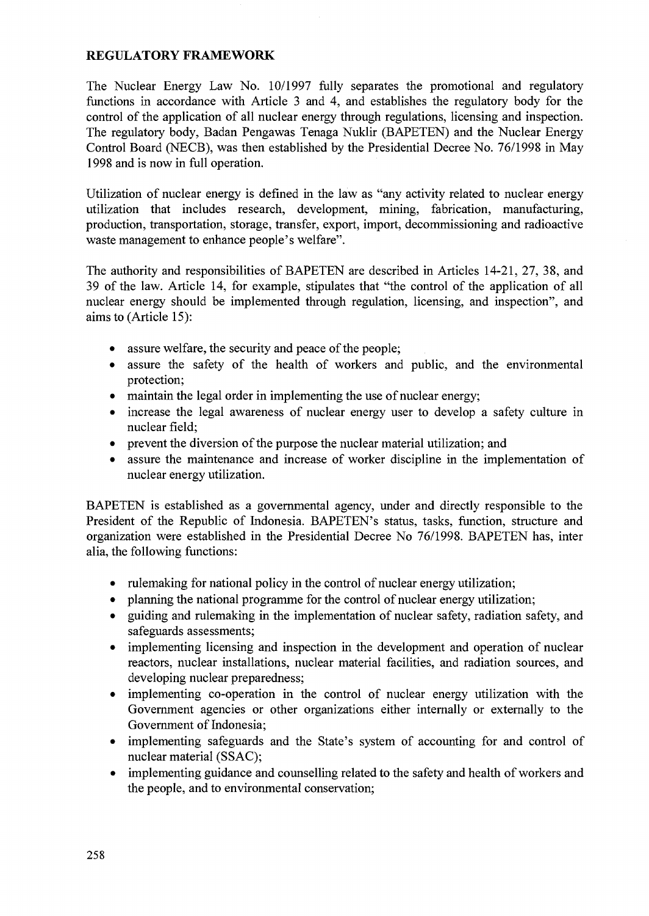## REGULATORY FRAMEWORK

The Nuclear Energy Law No. 10/1997 fully separates the promotional and regulatory functions in accordance with Article 3 and 4, and establishes the regulatory body for the control of the application of all nuclear energy through regulations, licensing and inspection. The regulatory body, Badan Pengawas Tenaga Nuklir (BAPETEN) and the Nuclear Energy Control Board (NECB), was then established by the Presidential Decree No. 76/1998 in May 1998 and is now in full operation.

Utilization of nuclear energy is defined in the law as "any activity related to nuclear energy utilization that includes research, development, mining, fabrication, manufacturing, production, transportation, storage, transfer, export, import, decommissioning and radioactive waste management to enhance people's welfare".

The authority and responsibilities of BAPETEN are described in Articles 14-21, 27, 38, and 39 of the law. Article 14, for example, stipulates that "the control of the application of all nuclear energy should be implemented through regulation, licensing, and inspection", and aims to (Article 15):

- assure welfare, the security and peace of the people;
- assure the safety of the health of workers and public, and the environmental protection;
- maintain the legal order in implementing the use of nuclear energy;
- increase the legal awareness of nuclear energy user to develop a safety culture in nuclear field;
- prevent the diversion of the purpose the nuclear material utilization; and
- assure the maintenance and increase of worker discipline in the implementation of nuclear energy utilization.

BAPETEN is established as a governmental agency, under and directly responsible to the President of the Republic of Indonesia. BAPETEN's status, tasks, function, structure and organization were established in the Presidential Decree No 76/1998. BAPETEN has, inter alia, the following functions:

- rulemaking for national policy in the control of nuclear energy utilization;
- planning the national programme for the control of nuclear energy utilization;
- guiding and rulemaking in the implementation of nuclear safety, radiation safety, and safeguards assessments;
- implementing licensing and inspection in the development and operation of nuclear reactors, nuclear installations, nuclear material facilities, and radiation sources, and developing nuclear preparedness;
- implementing co-operation in the control of nuclear energy utilization with the Government agencies or other organizations either internally or externally to the Government of Indonesia;
- implementing safeguards and the State's system of accounting for and control of nuclear material (SSAC);
- implementing guidance and counselling related to the safety and health of workers and the people, and to environmental conservation;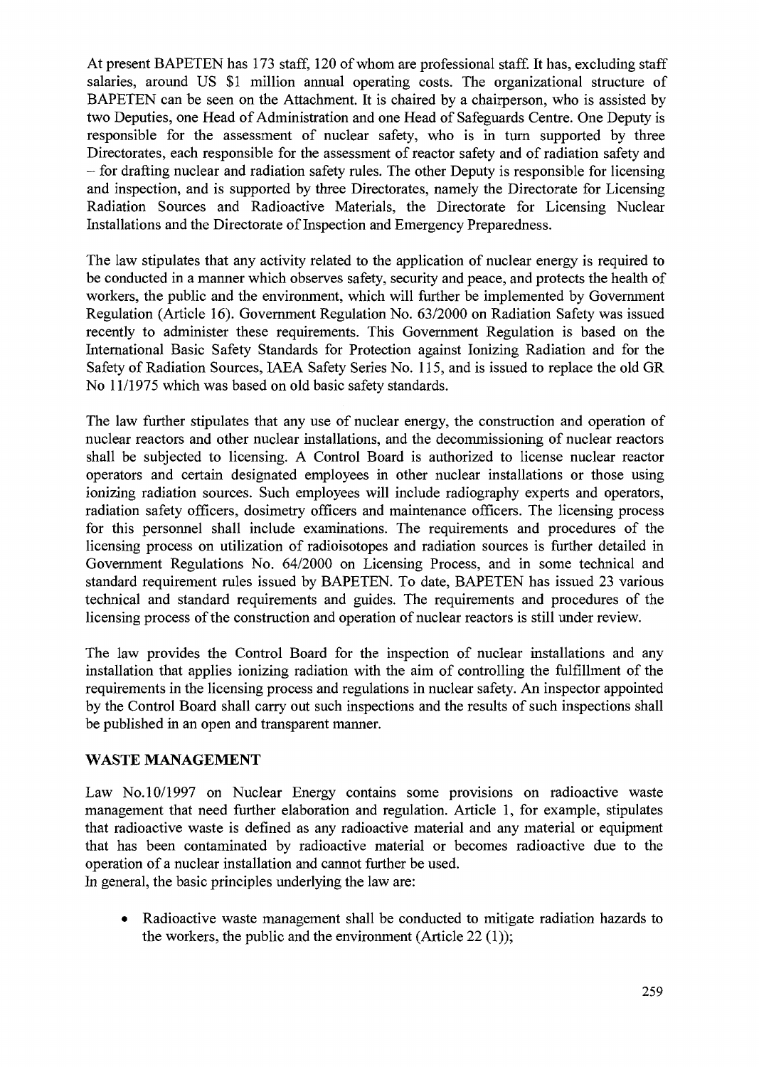At present BAPETEN has 173 staff, 120 of whom are professional staff. It has, excluding staff salaries, around US $1 million annual operating costs. The organizational structure of BAPETEN can be seen on the Attachment. It is chaired by a chairperson, who is assisted by two Deputies, one Head of Administration and one Head of Safeguards Centre. One Deputy is responsible for the assessment of nuclear safety, who is in turn supported by three Directorates, each responsible for the assessment of reactor safety and of radiation safety and – for drafting nuclear and radiation safety rules. The other Deputy is responsible for licensing and inspection, and is supported by three Directorates, namely the Directorate for Licensing Radiation Sources and Radioactive Materials, the Directorate for Licensing Nuclear Installations and the Directorate of Inspection and Emergency Preparedness.

The law stipulates that any activity related to the application of nuclear energy is required to be conducted in a manner which observes safety, security and peace, and protects the health of workers, the public and the environment, which will further be implemented by Government Regulation (Article 16). Government Regulation No. 63/2000 on Radiation Safety was issued recently to administer these requirements. This Government Regulation is based on the International Basic Safety Standards for Protection against Ionizing Radiation and for the Safety of Radiation Sources, IAEA Safety Series No. 115, and is issued to replace the old GR No 11/1975 which was based on old basic safety standards.

The law further stipulates that any use of nuclear energy, the construction and operation of nuclear reactors and other nuclear installations, and the decommissioning of nuclear reactors shall be subjected to licensing. A Control Board is authorized to license nuclear reactor operators and certain designated employees in other nuclear installations or those using ionizing radiation sources. Such employees will include radiography experts and operators, radiation safety officers, dosimetry officers and maintenance officers. The licensing process for this personnel shall include examinations. The requirements and procedures of the licensing process on utilization of radioisotopes and radiation sources is further detailed in Government Regulations No. 64/2000 on Licensing Process, and in some technical and standard requirement rules issued by BAPETEN. To date, BAPETEN has issued 23 various technical and standard requirements and guides. The requirements and procedures of the licensing process of the construction and operation of nuclear reactors is still under review.

The law provides the Control Board for the inspection of nuclear installations and any installation that applies ionizing radiation with the aim of controlling the fulfillment of the requirements in the licensing process and regulations in nuclear safety. An inspector appointed by the Control Board shall carry out such inspections and the results of such inspections shall be published in an open and transparent manner.

## WASTE MANAGEMENT

Law No.10/1997 on Nuclear Energy contains some provisions on radioactive waste management that need further elaboration and regulation. Article 1, for example, stipulates that radioactive waste is defined as any radioactive material and any material or equipment that has been contaminated by radioactive material or becomes radioactive due to the operation of a nuclear installation and cannot further be used.

In general, the basic principles underlying the law are:

- Radioactive waste management shall be conducted to mitigate radiation hazards to the workers, the public and the environment (Article 22 (1));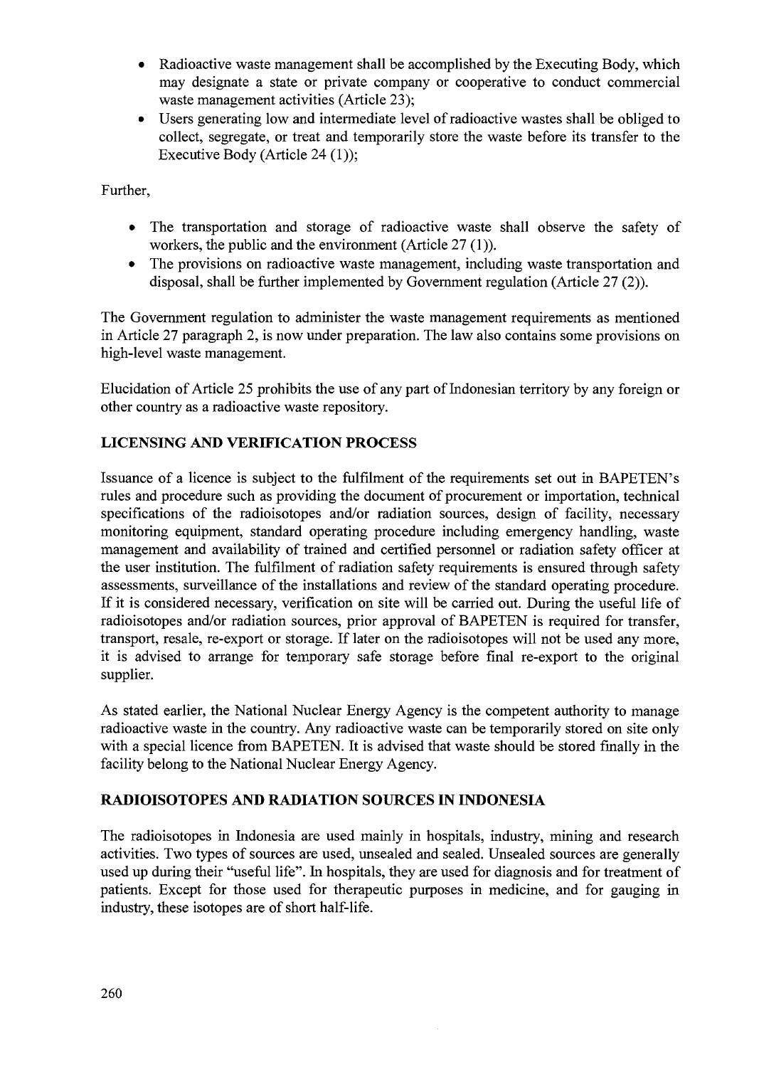- Radioactive waste management shall be accomplished by the Executing Body, which may designate a state or private company or cooperative to conduct commercial waste management activities (Article 23);
- Users generating low and intermediate level of radioactive wastes shall be obliged to collect, segregate, or treat and temporarily store the waste before its transfer to the Executive Body (Article 24 (1));

Further,

- The transportation and storage of radioactive waste shall observe the safety of workers, the public and the environment (Article 27 (1)).
- The provisions on radioactive waste management, including waste transportation and disposal, shall be further implemented by Government regulation (Article 27 (2)).

The Government regulation to administer the waste management requirements as mentioned in Article 27 paragraph 2, is now under preparation. The law also contains some provisions on high-level waste management.

Elucidation of Article 25 prohibits the use of any part of Indonesian territory by any foreign or other country as a radioactive waste repository.

## LICENSING AND VERIFICATION PROCESS

Issuance of a licence is subject to the fulfilment of the requirements set out in BAPETEN's rules and procedure such as providing the document of procurement or importation, technical specifications of the radioisotopes and/or radiation sources, design of facility, necessary monitoring equipment, standard operating procedure including emergency handling, waste management and availability of trained and certified personnel or radiation safety officer at the user institution. The fulfilment of radiation safety requirements is ensured through safety assessments, surveillance of the installations and review of the standard operating procedure. If it is considered necessary, verification on site will be carried out. During the useful life of radioisotopes and/or radiation sources, prior approval of BAPETEN is required for transfer, transport, resale, re-export or storage. If later on the radioisotopes will not be used any more, it is advised to arrange for temporary safe storage before final re-export to the original supplier.

As stated earlier, the National Nuclear Energy Agency is the competent authority to manage radioactive waste in the country. Any radioactive waste can be temporarily stored on site only with a special licence from BAPETEN. It is advised that waste should be stored finally in the facility belong to the National Nuclear Energy Agency.

## RADIOISOTOPES AND RADIATION SOURCES IN INDONESIA

The radioisotopes in Indonesia are used mainly in hospitals, industry, mining and research activities. Two types of sources are used, unsealed and sealed. Unsealed sources are generally used up during their "useful life". In hospitals, they are used for diagnosis and for treatment of patients. Except for those used for therapeutic purposes in medicine, and for gauging in industry, these isotopes are of short half-life.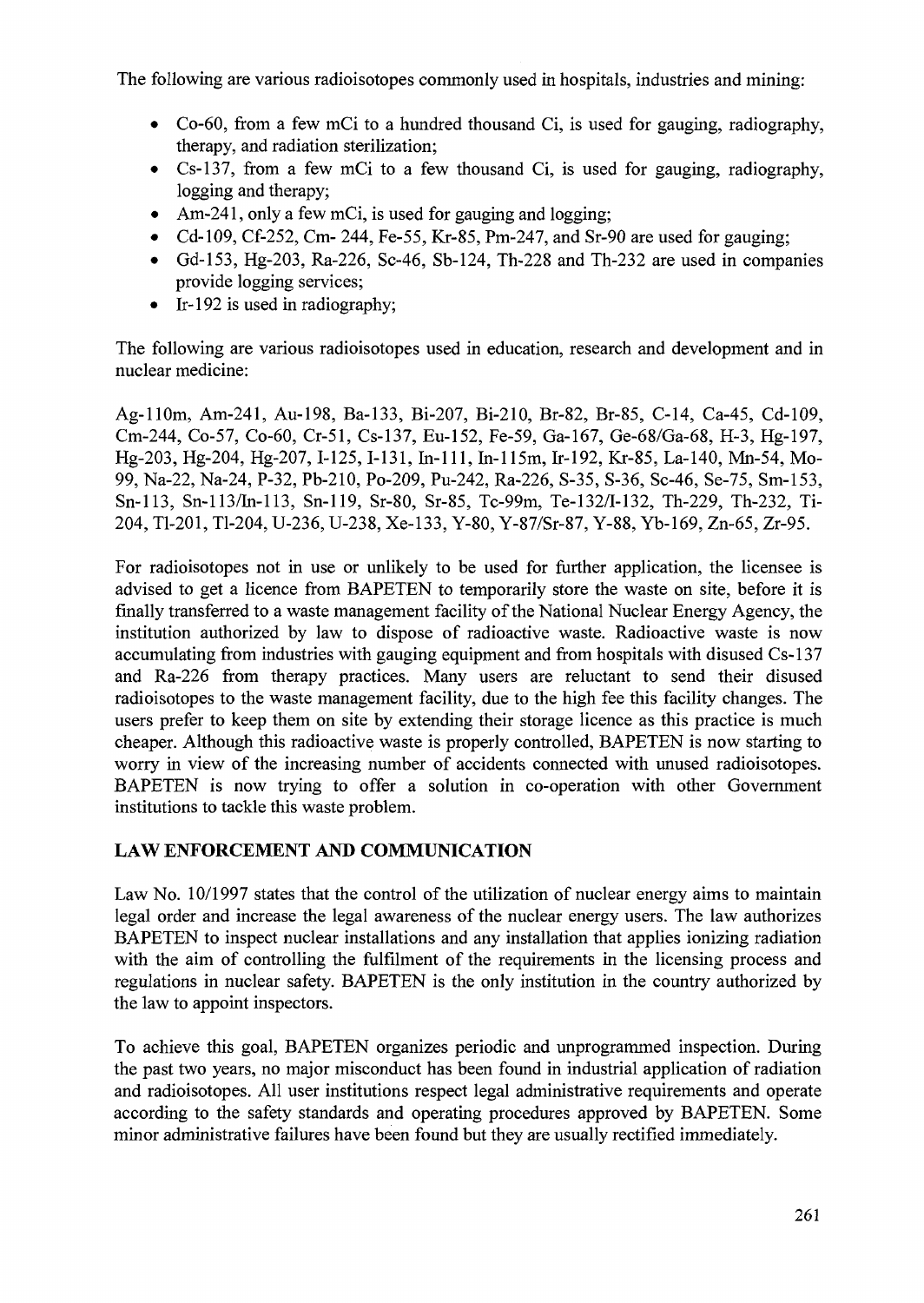The following are various radioisotopes commonly used in hospitals, industries and mining:

- Co-60, from a few mCi to a hundred thousand Ci, is used for gauging, radiography, therapy, and radiation sterilization;
- Cs-137, from a few mCi to a few thousand Ci, is used for gauging, radiography, logging and therapy;
- Am-241, only a few mCi, is used for gauging and logging;
- Cd-109, Cf-252, Cm- 244, Fe-55, Kr-85, Pm-247, and Sr-90 are used for gauging;
- Gd-153, Hg-203, Ra-226, Sc-46, Sb-124, Th-228 and Th-232 are used in companies provide logging services;
- Ir-192 is used in radiography;

The following are various radioisotopes used in education, research and development and in nuclear medicine:

Ag-110m, Am-241, Au-198, Ba-133, Bi-207, Bi-210, Br-82, Br-85, C-14, Ca-45, Cd-109, Cm-244, Co-57, Co-60, Cr-51, Cs-137, Eu-152, Fe-59, Ga-167, Ge-68/Ga-68, H-3, Hg-197, Hg-203, Hg-204, Hg-207, I-125, I-131, In-111, In-115m, Ir-192, Kr-85, La-140, Mn-54, Mo-99, Na-22, Na-24, P-32, Pb-210, Po-209, Pu-242, Ra-226, S-35, S-36, Sc-46, Se-75, Sm-153, Sn-113, Sn-113/In-113, Sn-119, Sr-80, Sr-85, Tc-99m, Te-132/I-132, Th-229, Th-232, Ti-204, Tl-201, Tl-204, U-236, U-238, Xe-133, Y-80, Y-87/Sr-87, Y-88, Yb-169, Zn-65, Zr-95.

For radioisotopes not in use or unlikely to be used for further application, the licensee is advised to get a licence from BAPETEN to temporarily store the waste on site, before it is finally transferred to a waste management facility of the National Nuclear Energy Agency, the institution authorized by law to dispose of radioactive waste. Radioactive waste is now accumulating from industries with gauging equipment and from hospitals with disused Cs-137 and Ra-226 from therapy practices. Many users are reluctant to send their disused radioisotopes to the waste management facility, due to the high fee this facility changes. The users prefer to keep them on site by extending their storage licence as this practice is much cheaper. Although this radioactive waste is properly controlled, BAPETEN is now starting to worry in view of the increasing number of accidents connected with unused radioisotopes. BAPETEN is now trying to offer a solution in co-operation with other Government institutions to tackle this waste problem.

## LAW ENFORCEMENT AND COMMUNICATION

Law No. 10/1997 states that the control of the utilization of nuclear energy aims to maintain legal order and increase the legal awareness of the nuclear energy users. The law authorizes BAPETEN to inspect nuclear installations and any installation that applies ionizing radiation with the aim of controlling the fulfilment of the requirements in the licensing process and regulations in nuclear safety. BAPETEN is the only institution in the country authorized by the law to appoint inspectors.

To achieve this goal, BAPETEN organizes periodic and unprogrammed inspection. During the past two years, no major misconduct has been found in industrial application of radiation and radioisotopes. All user institutions respect legal administrative requirements and operate according to the safety standards and operating procedures approved by BAPETEN. Some minor administrative failures have been found but they are usually rectified immediately.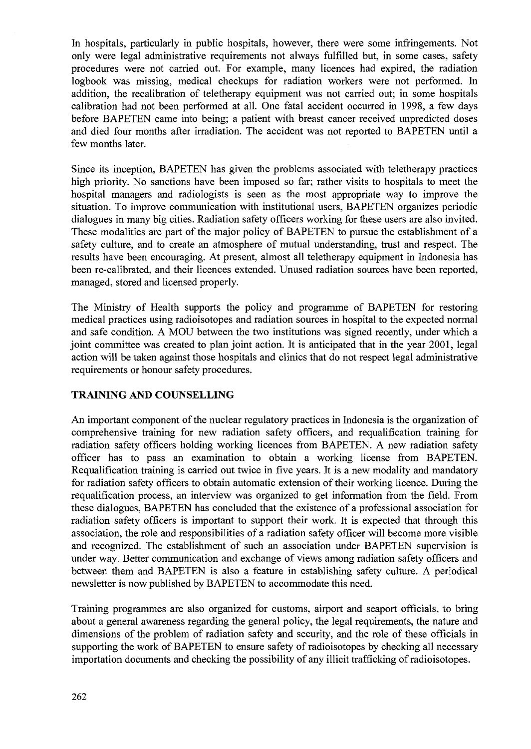In hospitals, particularly in public hospitals, however, there were some infringements. Not only were legal administrative requirements not always fulfilled but, in some cases, safety procedures were not carried out. For example, many licences had expired, the radiation logbook was missing, medical checkups for radiation workers were not performed. In addition, the recalibration of teletherapy equipment was not carried out; in some hospitals calibration had not been performed at all. One fatal accident occurred in 1998, a few days before BAPETEN came into being; a patient with breast cancer received unpredicted doses and died four months after irradiation. The accident was not reported to BAPETEN until a few months later.

Since its inception, BAPETEN has given the problems associated with teletherapy practices high priority. No sanctions have been imposed so far; rather visits to hospitals to meet the hospital managers and radiologists is seen as the most appropriate way to improve the situation. To improve communication with institutional users, BAPETEN organizes periodic dialogues in many big cities. Radiation safety officers working for these users are also invited. These modalities are part of the major policy of BAPETEN to pursue the establishment of a safety culture, and to create an atmosphere of mutual understanding, trust and respect. The results have been encouraging. At present, almost all teletherapy equipment in Indonesia has been re-calibrated, and their licences extended. Unused radiation sources have been reported, managed, stored and licensed properly.

The Ministry of Health supports the policy and programme of BAPETEN for restoring medical practices using radioisotopes and radiation sources in hospital to the expected normal and safe condition. A MOU between the two institutions was signed recently, under which a joint committee was created to plan joint action. It is anticipated that in the year 2001, legal action will be taken against those hospitals and clinics that do not respect legal administrative requirements or honour safety procedures.

## TRAINING AND COUNSELLING

An important component of the nuclear regulatory practices in Indonesia is the organization of comprehensive training for new radiation safety officers, and requalification training for radiation safety officers holding working licences from BAPETEN. A new radiation safety officer has to pass an examination to obtain a working license from BAPETEN. Requalification training is carried out twice in five years. It is a new modality and mandatory for radiation safety officers to obtain automatic extension of their working licence. During the requalification process, an interview was organized to get information from the field. From these dialogues, BAPETEN has concluded that the existence of a professional association for radiation safety officers is important to support their work. It is expected that through this association, the role and responsibilities of a radiation safety officer will become more visible and recognized. The establishment of such an association under BAPETEN supervision is under way. Better communication and exchange of views among radiation safety officers and between them and BAPETEN is also a feature in establishing safety culture. A periodical newsletter is now published by BAPETEN to accommodate this need.

Training programmes are also organized for customs, airport and seaport officials, to bring about a general awareness regarding the general policy, the legal requirements, the nature and dimensions of the problem of radiation safety and security, and the role of these officials in supporting the work of BAPETEN to ensure safety of radioisotopes by checking all necessary importation documents and checking the possibility of any illicit trafficking of radioisotopes.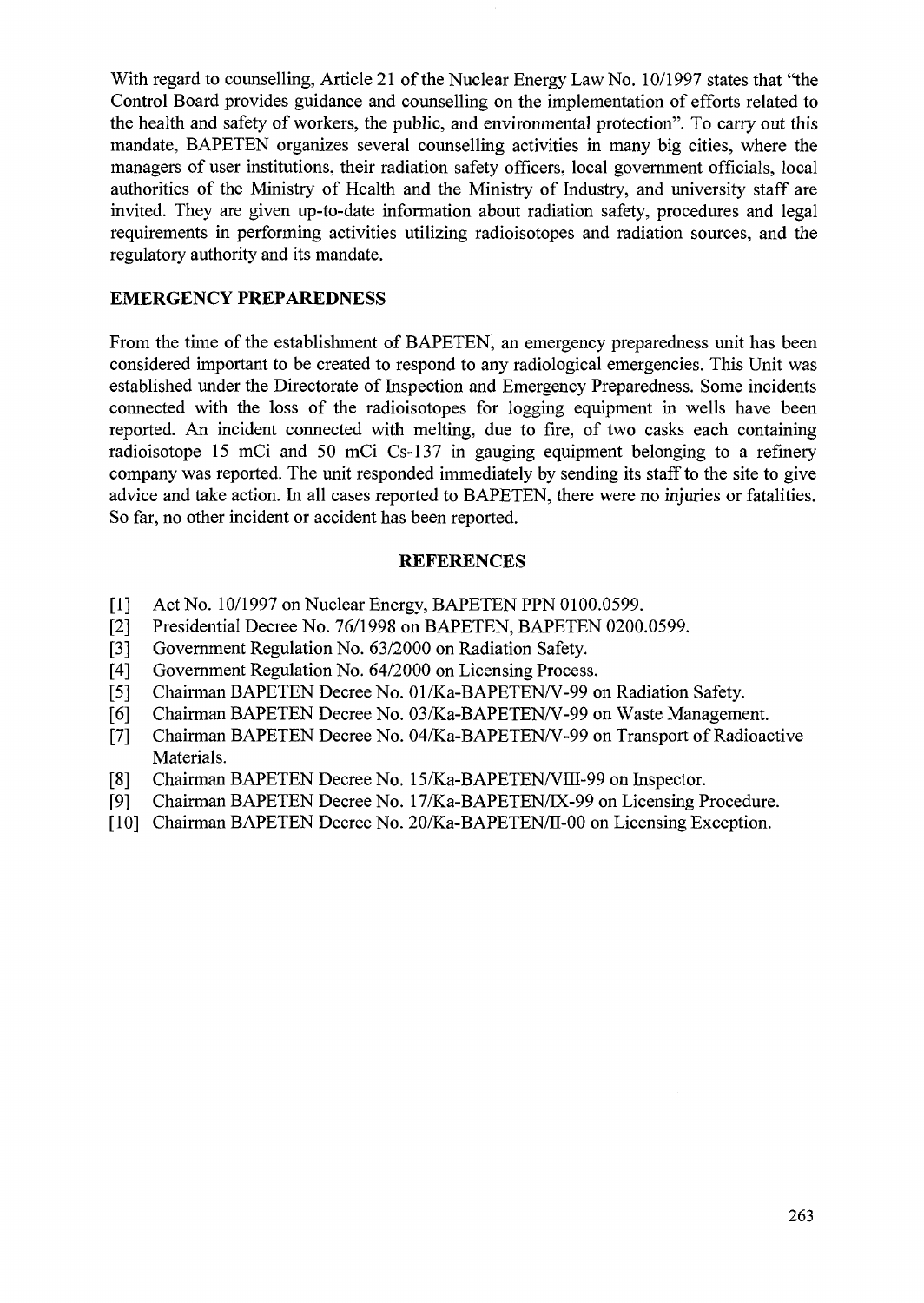With regard to counselling, Article 21 of the Nuclear Energy Law No. 10/1997 states that "the Control Board provides guidance and counselling on the implementation of efforts related to the health and safety of workers, the public, and environmental protection". To carry out this mandate, BAPETEN organizes several counselling activities in many big cities, where the managers of user institutions, their radiation safety officers, local government officials, local authorities of the Ministry of Health and the Ministry of Industry, and university staff are invited. They are given up-to-date information about radiation safety, procedures and legal requirements in performing activities utilizing radioisotopes and radiation sources, and the regulatory authority and its mandate.

## EMERGENCY PREPAREDNESS

From the time of the establishment of BAPETEN, an emergency preparedness unit has been considered important to be created to respond to any radiological emergencies. This Unit was established under the Directorate of Inspection and Emergency Preparedness. Some incidents connected with the loss of the radioisotopes for logging equipment in wells have been reported. An incident connected with melting, due to fire, of two casks each containing radioisotope 15 mCi and 50 mCi Cs-137 in gauging equipment belonging to a refinery company was reported. The unit responded immediately by sending its staff to the site to give advice and take action. In all cases reported to BAPETEN, there were no injuries or fatalities. So far, no other incident or accident has been reported.

## REFERENCES

[1] Act No. 10/1997 on Nuclear Energy, BAPETEN PPN 0100.0599.

[2] Presidential Decree No. 76/1998 on BAPETEN, BAPETEN 0200.0599.

[3] Government Regulation No. 63/2000 on Radiation Safety.

[4] Government Regulation No. 64/2000 on Licensing Process.

[5] Chairman BAPETEN Decree No. 01/Ka-BAPETEN/V-99 on Radiation Safety.

[6] Chairman BAPETEN Decree No. 03/Ka-BAPETEN/V-99 on Waste Management.

[7] Chairman BAPETEN Decree No. 04/Ka-BAPETEN/V-99 on Transport of Radioactive Materials.

[8] Chairman BAPETEN Decree No. 15/Ka-BAPETEN/VIII-99 on Inspector.

[9] Chairman BAPETEN Decree No. 17/Ka-BAPETEN/IX-99 on Licensing Procedure.

[10] Chairman BAPETEN Decree No. 20/Ka-BAPETEN/II-00 on Licensing Exception.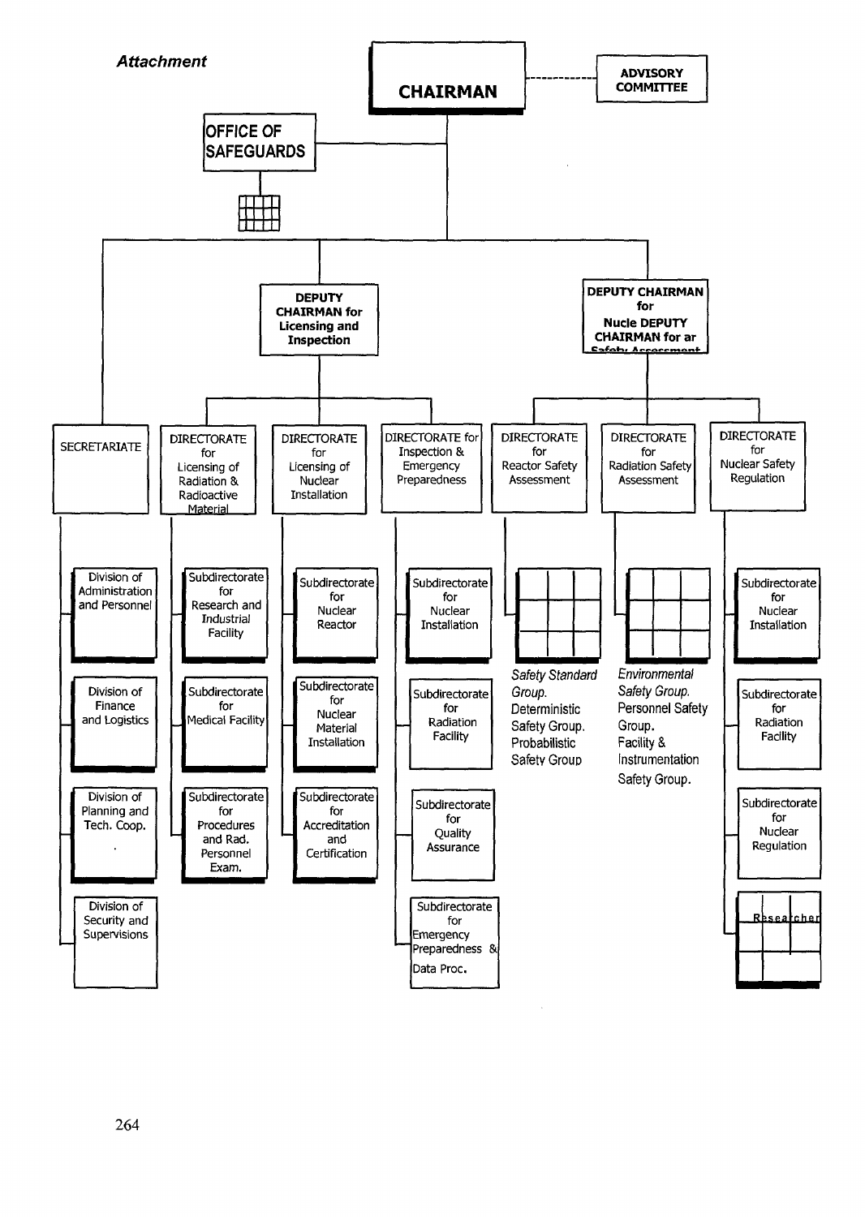*Attachment*

CHAIRMAN

ADVISORY COMMITTEE

OFFICE OF SAFEGUARDS

DEPUTY CHAIRMAN for Licensing and Inspection

DEPUTY CHAIRMAN for Nucle DEPUTY CHAIRMAN for ar Safety Assessment

SECRETARIATE

DIRECTORATE for Licensing of Radiation & Radioactive Material

DIRECTORATE for Licensing of Nuclear Installation

DIRECTORATE for Inspection & Emergency Preparedness

DIRECTORATE for Reactor Safety Assessment

DIRECTORATE for Radiation Safety Assessment

DIRECTORATE for Nuclear Safety Regulation

Division of Administration and Personnel

Division of Finance and Logistics

Division of Planning and Tech. Coop.

Division of Security and Supervisions

Subdirectorate for Research and Industrial Facility

Subdirectorate for Medical Facility

Subdirectorate for Procedures and Rad. Personnel Exam.

Subdirectorate for Nuclear Reactor

Subdirectorate for Nuclear Material Installation

Subdirectorate for Accreditation and Certification

Subdirectorate for Nuclear Installation

Subdirectorate for Radiation Facility

Subdirectorate for Quality Assurance

Subdirectorate for Emergency Preparedness & Data Proc.

*Safety Standard Group.*
Deterministic Safety Group.
Probabilistic Safety Group

*Environmental Safety Group.*
Personnel Safety Group.
Facility & Instrumentation Safety Group.

Subdirectorate for Nuclear Installation

Subdirectorate for Radiation Facility

Subdirectorate for Nuclear Regulation

Researcher